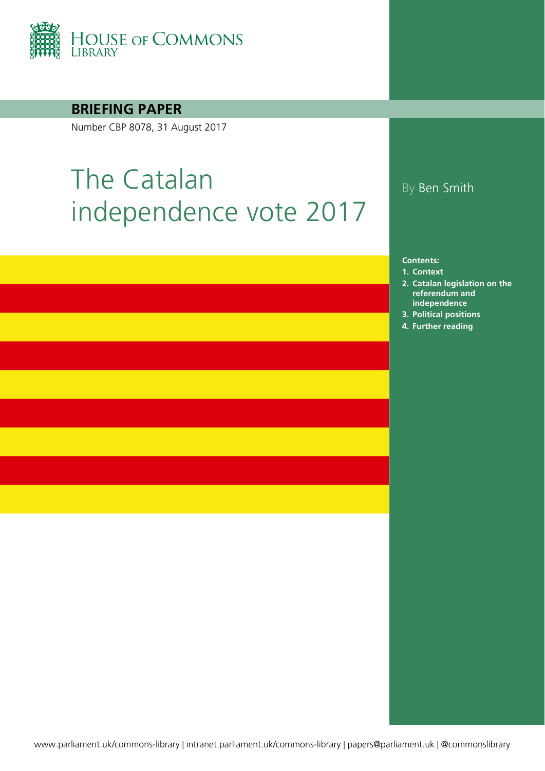House of Commons Library

**BRIEFING PAPER**

Number CBP 8078, 31 August 2017

# The Catalan independence vote 2017

By Ben Smith

**Contents:**

1. **Context**
2. **Catalan legislation on the referendum and independence**
3. **Political positions**
4. **Further reading**

www.parliament.uk/commons-library | intranet.parliament.uk/commons-library | papers@parliament.uk | @commonslibrary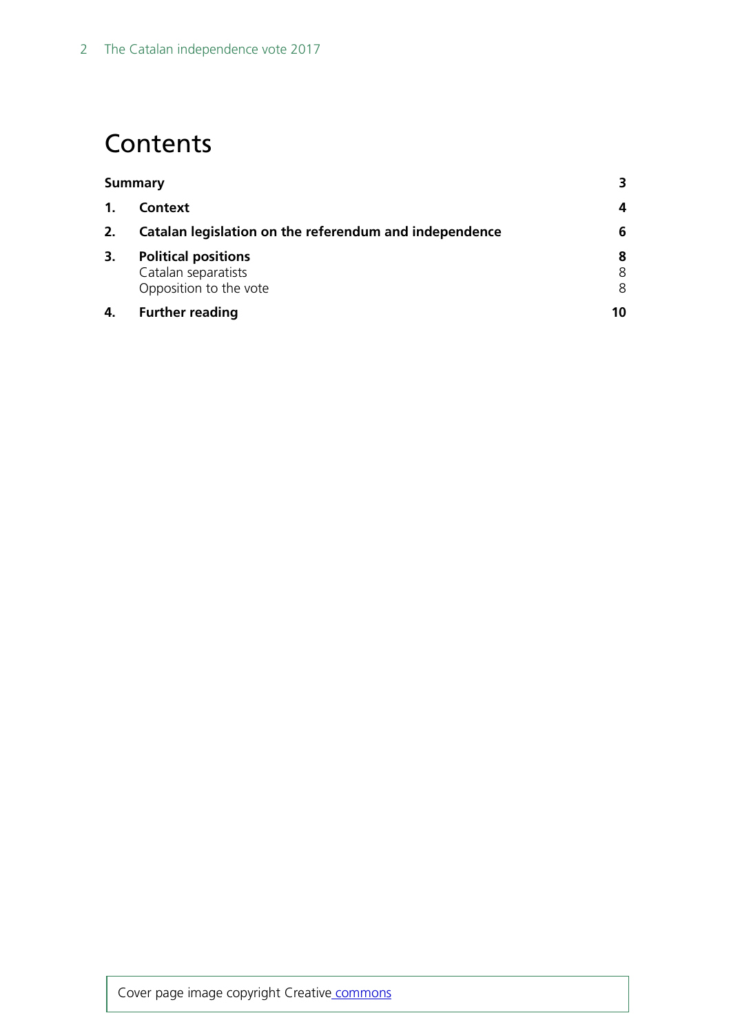# Contents

| | | |
|---|---|---|
| **Summary** | | **3** |
| **1.** | **Context** | **4** |
| **2.** | **Catalan legislation on the referendum and independence** | **6** |
| **3.** | **Political positions** | **8** |
| | Catalan separatists | 8 |
| | Opposition to the vote | 8 |
| **4.** | **Further reading** | **10** |

Cover page image copyright Creative commons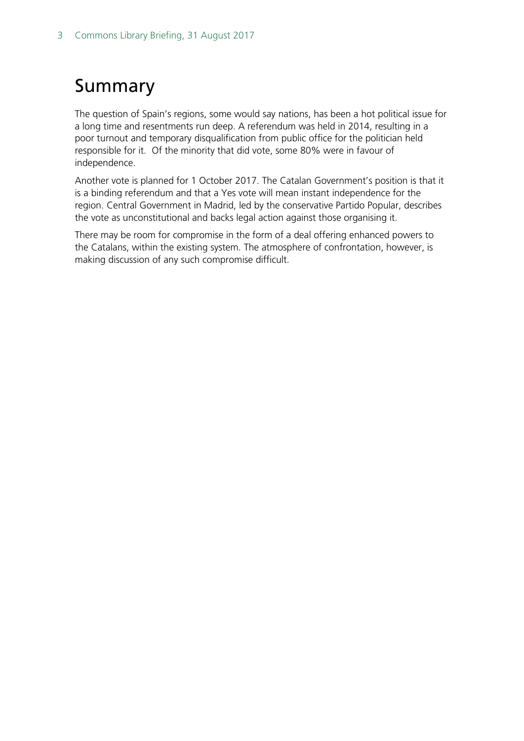# Summary

The question of Spain's regions, some would say nations, has been a hot political issue for a long time and resentments run deep. A referendum was held in 2014, resulting in a poor turnout and temporary disqualification from public office for the politician held responsible for it. Of the minority that did vote, some 80% were in favour of independence.

Another vote is planned for 1 October 2017. The Catalan Government's position is that it is a binding referendum and that a Yes vote will mean instant independence for the region. Central Government in Madrid, led by the conservative Partido Popular, describes the vote as unconstitutional and backs legal action against those organising it.

There may be room for compromise in the form of a deal offering enhanced powers to the Catalans, within the existing system. The atmosphere of confrontation, however, is making discussion of any such compromise difficult.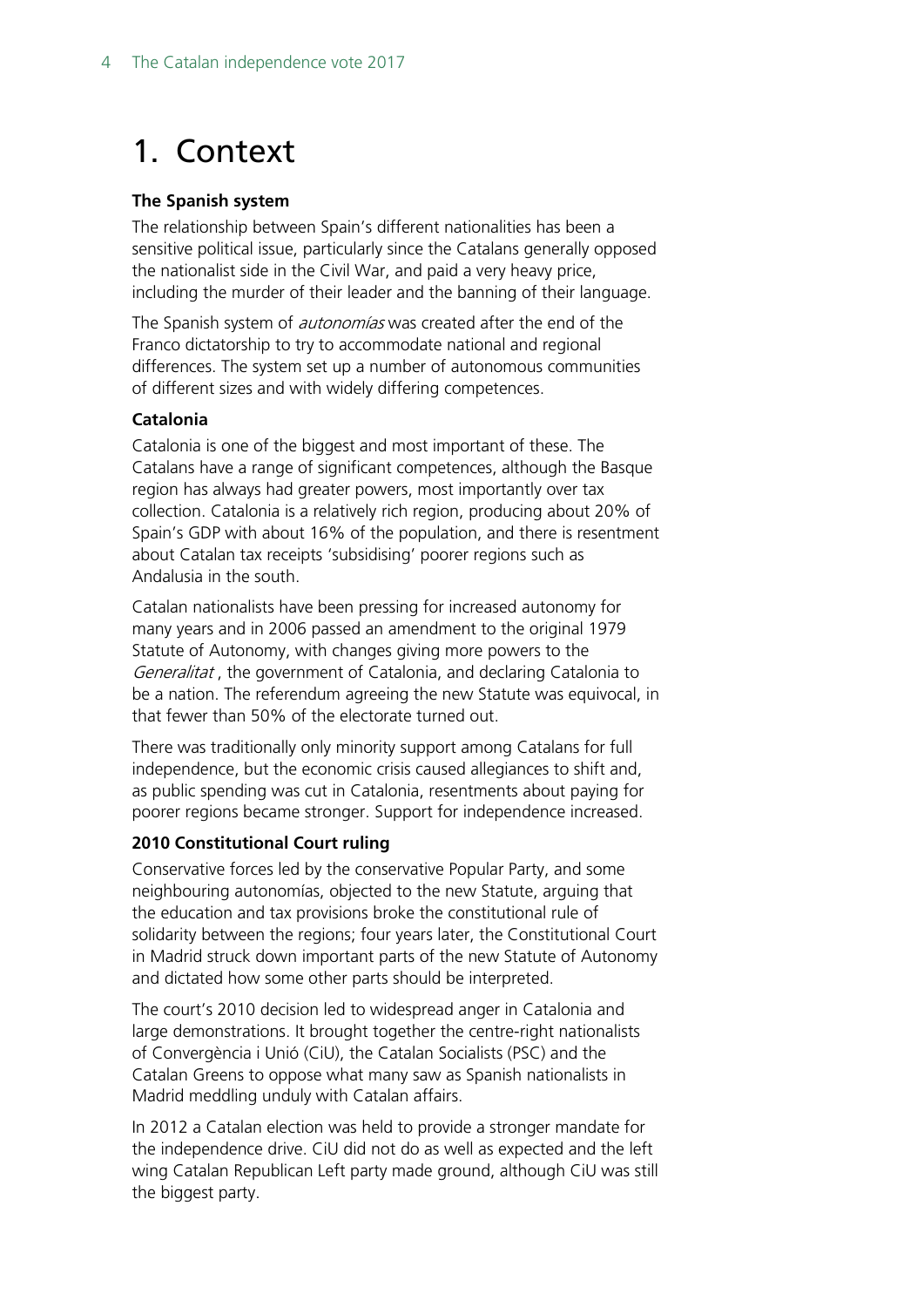# 1. Context

**The Spanish system**

The relationship between Spain's different nationalities has been a sensitive political issue, particularly since the Catalans generally opposed the nationalist side in the Civil War, and paid a very heavy price, including the murder of their leader and the banning of their language.

The Spanish system of *autonomías* was created after the end of the Franco dictatorship to try to accommodate national and regional differences. The system set up a number of autonomous communities of different sizes and with widely differing competences.

**Catalonia**

Catalonia is one of the biggest and most important of these. The Catalans have a range of significant competences, although the Basque region has always had greater powers, most importantly over tax collection. Catalonia is a relatively rich region, producing about 20% of Spain's GDP with about 16% of the population, and there is resentment about Catalan tax receipts 'subsidising' poorer regions such as Andalusia in the south.

Catalan nationalists have been pressing for increased autonomy for many years and in 2006 passed an amendment to the original 1979 Statute of Autonomy, with changes giving more powers to the *Generalitat* , the government of Catalonia, and declaring Catalonia to be a nation. The referendum agreeing the new Statute was equivocal, in that fewer than 50% of the electorate turned out.

There was traditionally only minority support among Catalans for full independence, but the economic crisis caused allegiances to shift and, as public spending was cut in Catalonia, resentments about paying for poorer regions became stronger. Support for independence increased.

**2010 Constitutional Court ruling**

Conservative forces led by the conservative Popular Party, and some neighbouring autonomías, objected to the new Statute, arguing that the education and tax provisions broke the constitutional rule of solidarity between the regions; four years later, the Constitutional Court in Madrid struck down important parts of the new Statute of Autonomy and dictated how some other parts should be interpreted.

The court's 2010 decision led to widespread anger in Catalonia and large demonstrations. It brought together the centre-right nationalists of Convergència i Unió (CiU), the Catalan Socialists (PSC) and the Catalan Greens to oppose what many saw as Spanish nationalists in Madrid meddling unduly with Catalan affairs.

In 2012 a Catalan election was held to provide a stronger mandate for the independence drive. CiU did not do as well as expected and the left wing Catalan Republican Left party made ground, although CiU was still the biggest party.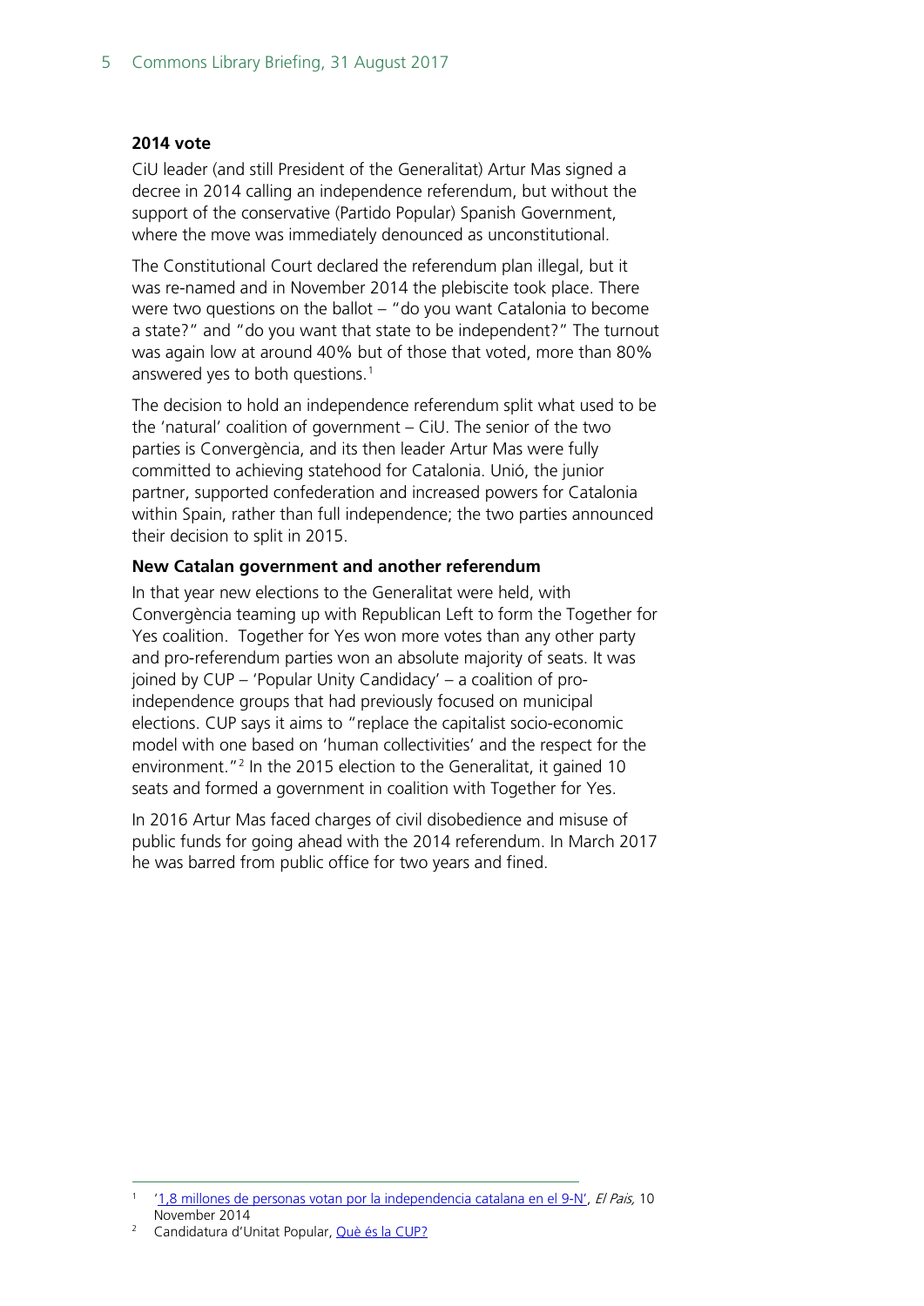**2014 vote**

CiU leader (and still President of the Generalitat) Artur Mas signed a decree in 2014 calling an independence referendum, but without the support of the conservative (Partido Popular) Spanish Government, where the move was immediately denounced as unconstitutional.

The Constitutional Court declared the referendum plan illegal, but it was re-named and in November 2014 the plebiscite took place. There were two questions on the ballot – "do you want Catalonia to become a state?" and "do you want that state to be independent?" The turnout was again low at around 40% but of those that voted, more than 80% answered yes to both questions.[1]

The decision to hold an independence referendum split what used to be the 'natural' coalition of government – CiU. The senior of the two parties is Convergència, and its then leader Artur Mas were fully committed to achieving statehood for Catalonia. Unió, the junior partner, supported confederation and increased powers for Catalonia within Spain, rather than full independence; the two parties announced their decision to split in 2015.

**New Catalan government and another referendum**

In that year new elections to the Generalitat were held, with Convergència teaming up with Republican Left to form the Together for Yes coalition. Together for Yes won more votes than any other party and pro-referendum parties won an absolute majority of seats. It was joined by CUP – 'Popular Unity Candidacy' – a coalition of pro-independence groups that had previously focused on municipal elections. CUP says it aims to "replace the capitalist socio-economic model with one based on 'human collectivities' and the respect for the environment."[2] In the 2015 election to the Generalitat, it gained 10 seats and formed a government in coalition with Together for Yes.

In 2016 Artur Mas faced charges of civil disobedience and misuse of public funds for going ahead with the 2014 referendum. In March 2017 he was barred from public office for two years and fined.

---

[1] '1,8 millones de personas votan por la independencia catalana en el 9-N', *El Pais,* 10 November 2014

[2] Candidatura d'Unitat Popular, Què és la CUP?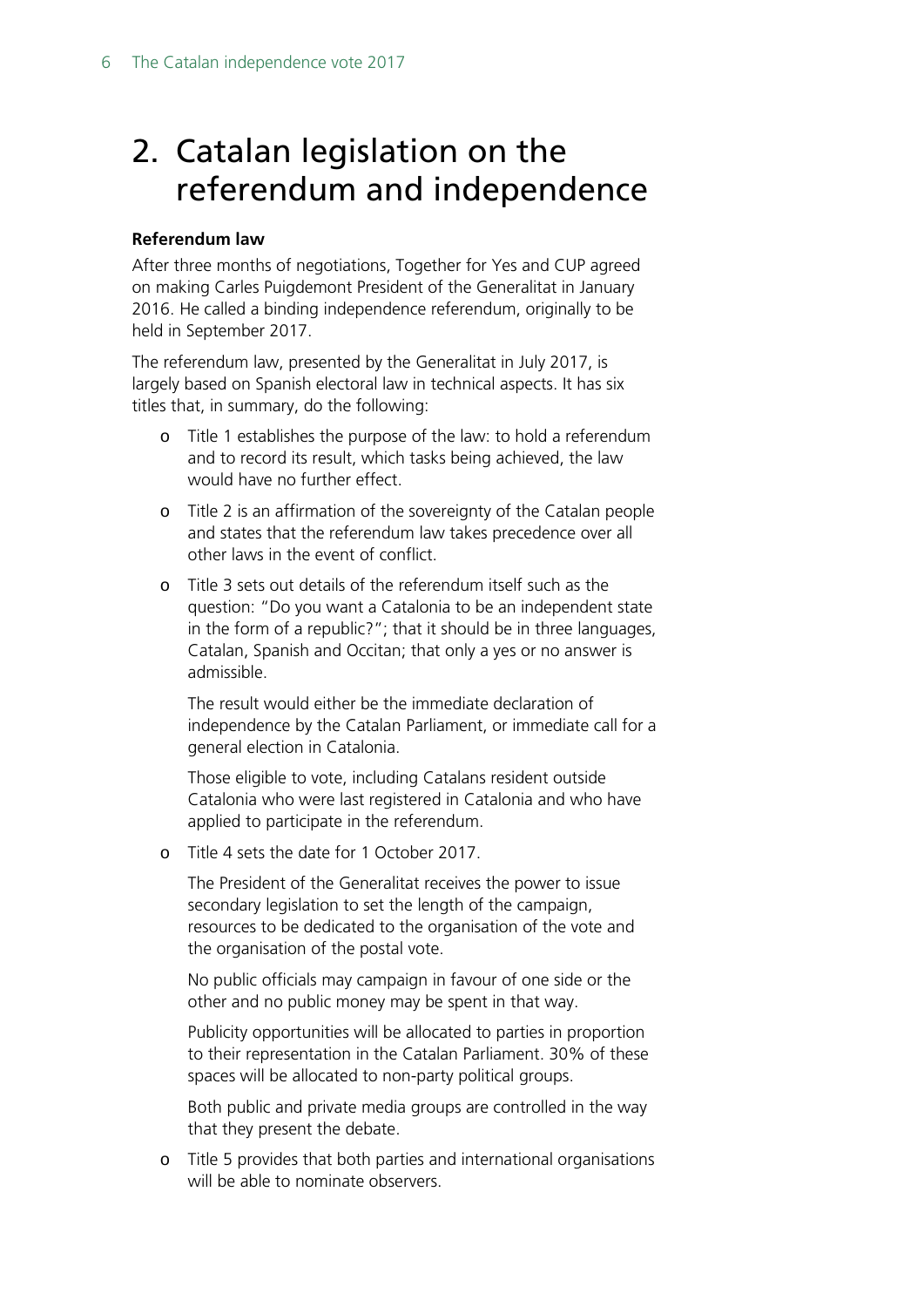# 2. Catalan legislation on the referendum and independence

**Referendum law**

After three months of negotiations, Together for Yes and CUP agreed on making Carles Puigdemont President of the Generalitat in January 2016. He called a binding independence referendum, originally to be held in September 2017.

The referendum law, presented by the Generalitat in July 2017, is largely based on Spanish electoral law in technical aspects. It has six titles that, in summary, do the following:

- Title 1 establishes the purpose of the law: to hold a referendum and to record its result, which tasks being achieved, the law would have no further effect.
- Title 2 is an affirmation of the sovereignty of the Catalan people and states that the referendum law takes precedence over all other laws in the event of conflict.
- Title 3 sets out details of the referendum itself such as the question: "Do you want a Catalonia to be an independent state in the form of a republic?"; that it should be in three languages, Catalan, Spanish and Occitan; that only a yes or no answer is admissible.

  The result would either be the immediate declaration of independence by the Catalan Parliament, or immediate call for a general election in Catalonia.

  Those eligible to vote, including Catalans resident outside Catalonia who were last registered in Catalonia and who have applied to participate in the referendum.
- Title 4 sets the date for 1 October 2017.

  The President of the Generalitat receives the power to issue secondary legislation to set the length of the campaign, resources to be dedicated to the organisation of the vote and the organisation of the postal vote.

  No public officials may campaign in favour of one side or the other and no public money may be spent in that way.

  Publicity opportunities will be allocated to parties in proportion to their representation in the Catalan Parliament. 30% of these spaces will be allocated to non-party political groups.

  Both public and private media groups are controlled in the way that they present the debate.
- Title 5 provides that both parties and international organisations will be able to nominate observers.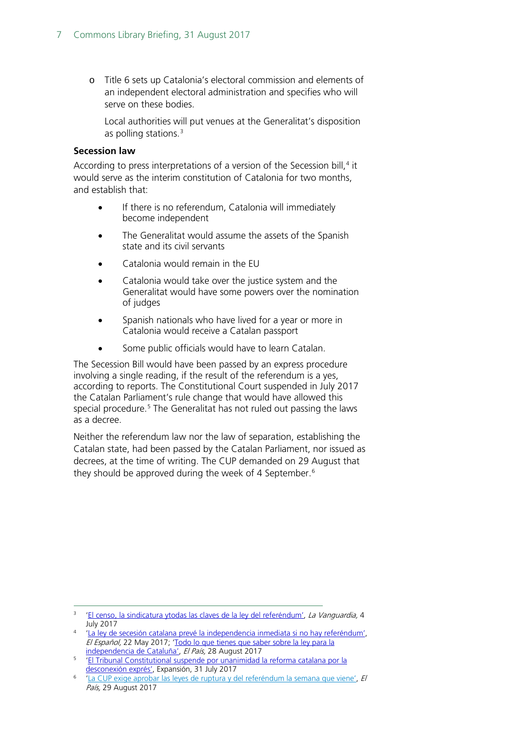- Title 6 sets up Catalonia's electoral commission and elements of an independent electoral administration and specifies who will serve on these bodies.

  Local authorities will put venues at the Generalitat's disposition as polling stations.[3]

**Secession law**

According to press interpretations of a version of the Secession bill,[4] it would serve as the interim constitution of Catalonia for two months, and establish that:

- If there is no referendum, Catalonia will immediately become independent
- The Generalitat would assume the assets of the Spanish state and its civil servants
- Catalonia would remain in the EU
- Catalonia would take over the justice system and the Generalitat would have some powers over the nomination of judges
- Spanish nationals who have lived for a year or more in Catalonia would receive a Catalan passport
- Some public officials would have to learn Catalan.

The Secession Bill would have been passed by an express procedure involving a single reading, if the result of the referendum is a yes, according to reports. The Constitutional Court suspended in July 2017 the Catalan Parliament's rule change that would have allowed this special procedure.[5] The Generalitat has not ruled out passing the laws as a decree.

Neither the referendum law nor the law of separation, establishing the Catalan state, had been passed by the Catalan Parliament, nor issued as decrees, at the time of writing. The CUP demanded on 29 August that they should be approved during the week of 4 September.[6]

---

[3] 'El censo, la sindicatura ytodas las claves de la ley del referéndum', *La Vanguardia,* 4 July 2017

[4] 'La ley de secesión catalana prevé la independencia inmediata si no hay referéndum', *El Español,* 22 May 2017; 'Todo lo que tienes que saber sobre la ley para la independencia de Cataluña', *El País,* 28 August 2017

[5] 'El Tribunal Constitutional suspende por unanimidad la reforma catalana por la desconexión exprés', Expansión, 31 July 2017

[6] 'La CUP exige aprobar las leyes de ruptura y del referéndum la semana que viene', *El País,* 29 August 2017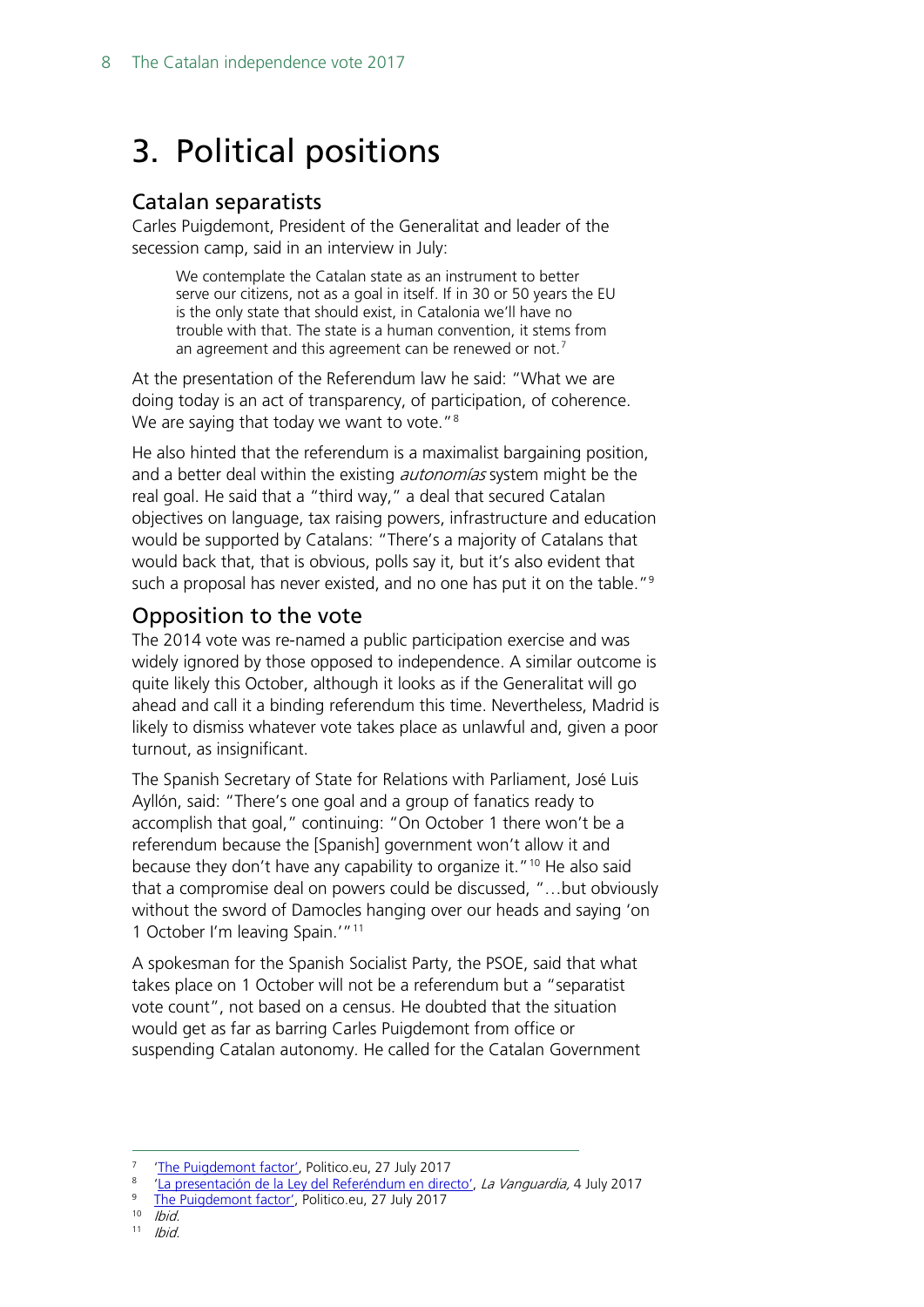# 3. Political positions

## Catalan separatists

Carles Puigdemont, President of the Generalitat and leader of the secession camp, said in an interview in July:

> We contemplate the Catalan state as an instrument to better serve our citizens, not as a goal in itself. If in 30 or 50 years the EU is the only state that should exist, in Catalonia we'll have no trouble with that. The state is a human convention, it stems from an agreement and this agreement can be renewed or not.[7]

At the presentation of the Referendum law he said: "What we are doing today is an act of transparency, of participation, of coherence. We are saying that today we want to vote."[8]

He also hinted that the referendum is a maximalist bargaining position, and a better deal within the existing *autonomías* system might be the real goal. He said that a "third way," a deal that secured Catalan objectives on language, tax raising powers, infrastructure and education would be supported by Catalans: "There's a majority of Catalans that would back that, that is obvious, polls say it, but it's also evident that such a proposal has never existed, and no one has put it on the table."[9]

## Opposition to the vote

The 2014 vote was re-named a public participation exercise and was widely ignored by those opposed to independence. A similar outcome is quite likely this October, although it looks as if the Generalitat will go ahead and call it a binding referendum this time. Nevertheless, Madrid is likely to dismiss whatever vote takes place as unlawful and, given a poor turnout, as insignificant.

The Spanish Secretary of State for Relations with Parliament, José Luis Ayllón, said: "There's one goal and a group of fanatics ready to accomplish that goal," continuing: "On October 1 there won't be a referendum because the [Spanish] government won't allow it and because they don't have any capability to organize it."[10] He also said that a compromise deal on powers could be discussed, "…but obviously without the sword of Damocles hanging over our heads and saying 'on 1 October I'm leaving Spain.'"[11]

A spokesman for the Spanish Socialist Party, the PSOE, said that what takes place on 1 October will not be a referendum but a "separatist vote count", not based on a census. He doubted that the situation would get as far as barring Carles Puigdemont from office or suspending Catalan autonomy. He called for the Catalan Government

---

[7] 'The Puigdemont factor', Politico.eu, 27 July 2017

[8] 'La presentación de la Ley del Referéndum en directo', *La Vanguardia,* 4 July 2017

[9] The Puigdemont factor', Politico.eu, 27 July 2017

[10] *Ibid.*

[11] *Ibid.*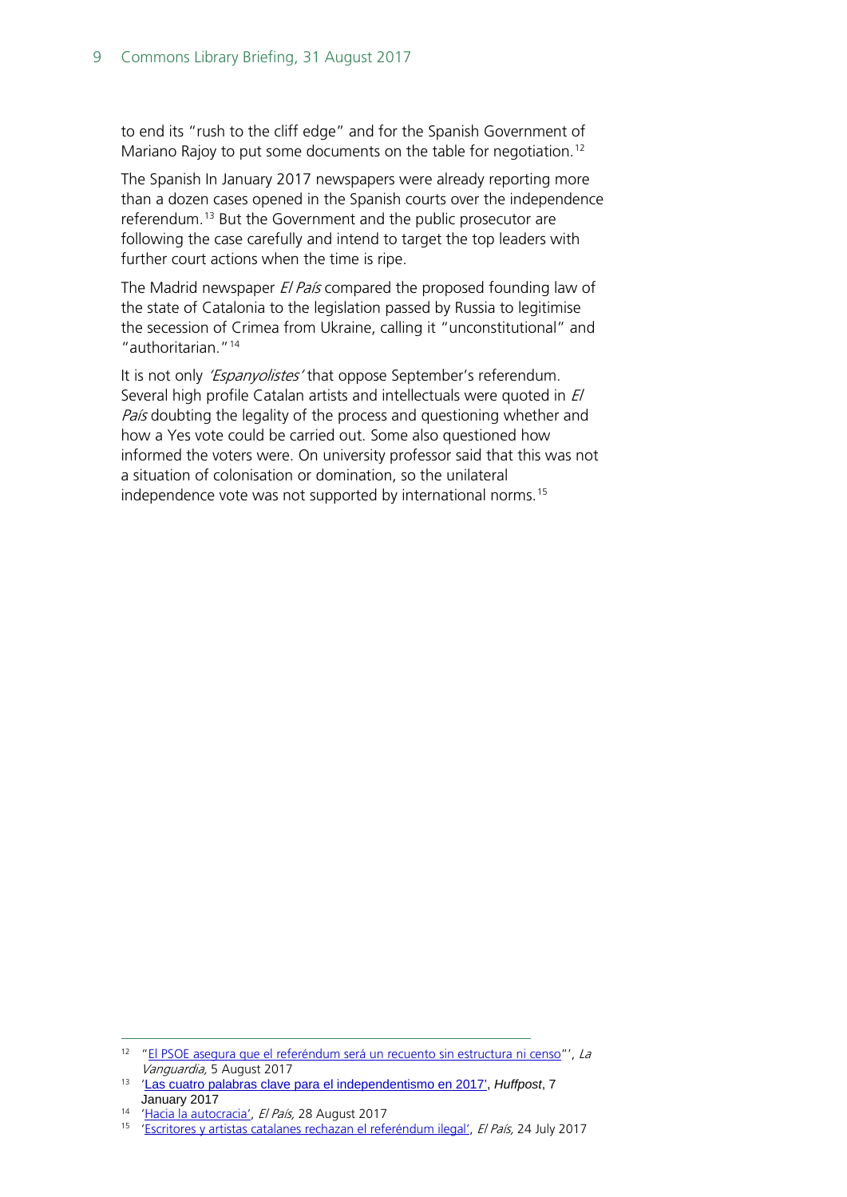to end its "rush to the cliff edge" and for the Spanish Government of Mariano Rajoy to put some documents on the table for negotiation.[12]

The Spanish In January 2017 newspapers were already reporting more than a dozen cases opened in the Spanish courts over the independence referendum.[13] But the Government and the public prosecutor are following the case carefully and intend to target the top leaders with further court actions when the time is ripe.

The Madrid newspaper *El País* compared the proposed founding law of the state of Catalonia to the legislation passed by Russia to legitimise the secession of Crimea from Ukraine, calling it "unconstitutional" and "authoritarian."[14]

It is not only *'Espanyolistes'* that oppose September's referendum. Several high profile Catalan artists and intellectuals were quoted in *El País* doubting the legality of the process and questioning whether and how a Yes vote could be carried out. Some also questioned how informed the voters were. On university professor said that this was not a situation of colonisation or domination, so the unilateral independence vote was not supported by international norms.[15]

---

[12] "El PSOE asegura que el referéndum será un recuento sin estructura ni censo"', *La Vanguardia,* 5 August 2017

[13] 'Las cuatro palabras clave para el independentismo en 2017', *Huffpost*, 7 January 2017

[14] 'Hacia la autocracia', *El País,* 28 August 2017

[15] 'Escritores y artistas catalanes rechazan el referéndum ilegal', *El País,* 24 July 2017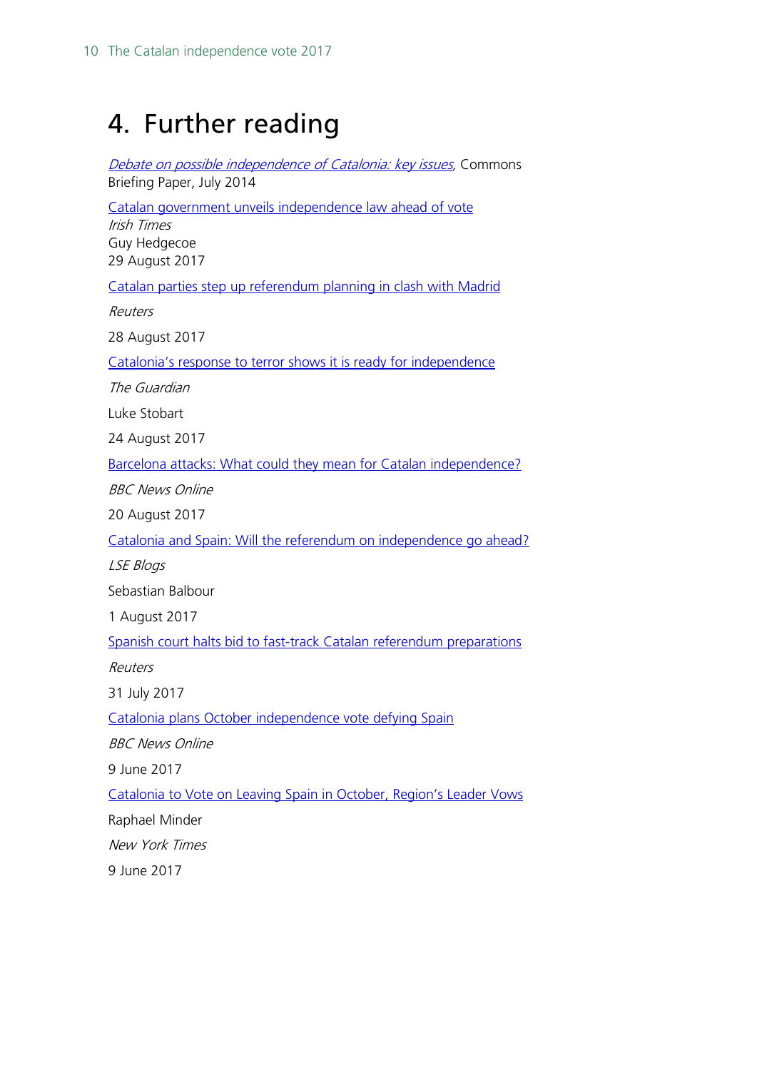# 4. Further reading

*Debate on possible independence of Catalonia: key issues*, Commons Briefing Paper, July 2014

Catalan government unveils independence law ahead of vote
*Irish Times*
Guy Hedgecoe
29 August 2017

Catalan parties step up referendum planning in clash with Madrid

*Reuters*

28 August 2017

Catalonia's response to terror shows it is ready for independence

*The Guardian*

Luke Stobart

24 August 2017

Barcelona attacks: What could they mean for Catalan independence?

*BBC News Online*

20 August 2017

Catalonia and Spain: Will the referendum on independence go ahead?

*LSE Blogs*

Sebastian Balbour

1 August 2017

Spanish court halts bid to fast-track Catalan referendum preparations

*Reuters*

31 July 2017

Catalonia plans October independence vote defying Spain

*BBC News Online*

9 June 2017

Catalonia to Vote on Leaving Spain in October, Region's Leader Vows

Raphael Minder

*New York Times*

9 June 2017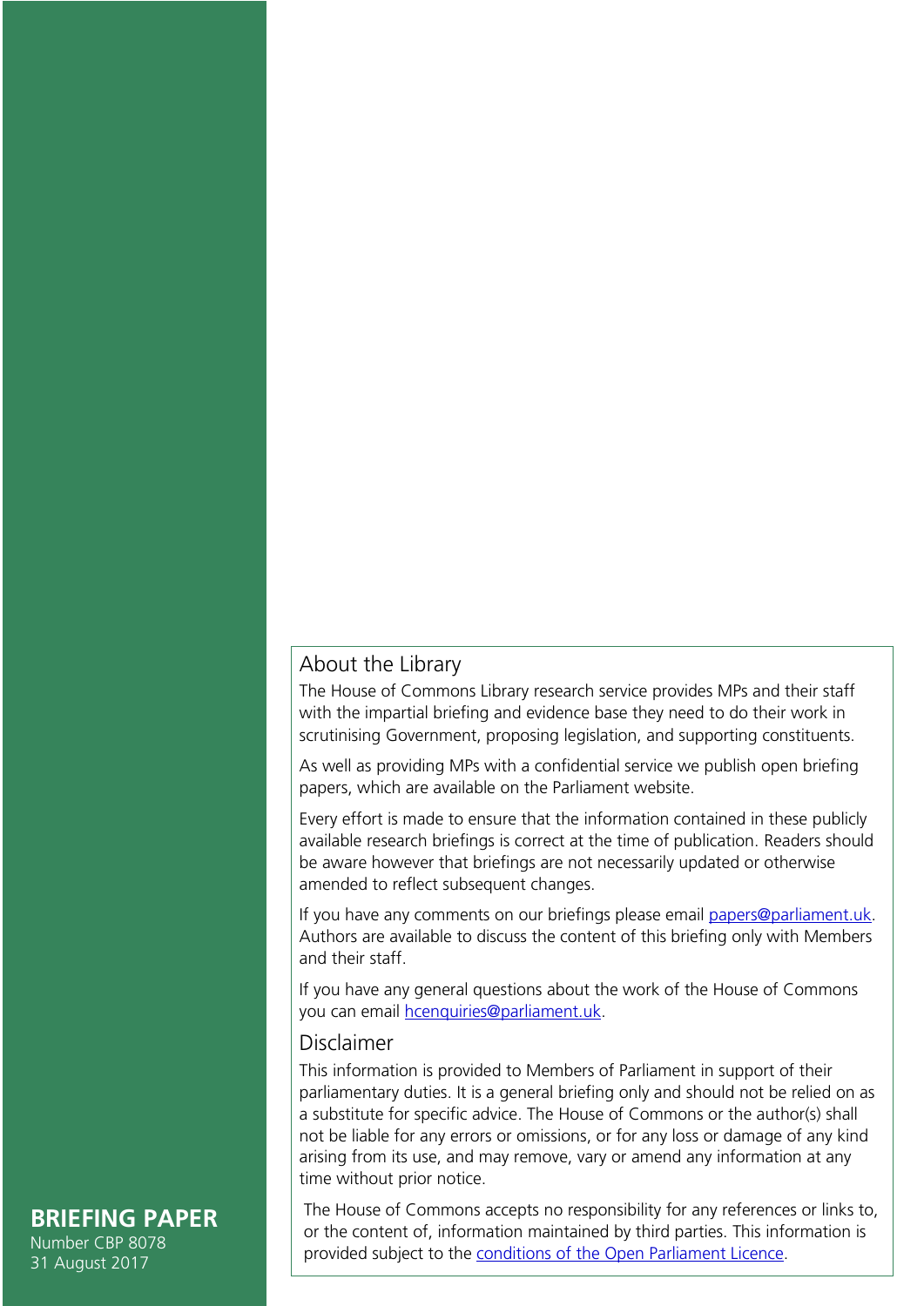## About the Library

The House of Commons Library research service provides MPs and their staff with the impartial briefing and evidence base they need to do their work in scrutinising Government, proposing legislation, and supporting constituents.

As well as providing MPs with a confidential service we publish open briefing papers, which are available on the Parliament website.

Every effort is made to ensure that the information contained in these publicly available research briefings is correct at the time of publication. Readers should be aware however that briefings are not necessarily updated or otherwise amended to reflect subsequent changes.

If you have any comments on our briefings please email papers@parliament.uk. Authors are available to discuss the content of this briefing only with Members and their staff.

If you have any general questions about the work of the House of Commons you can email hcenquiries@parliament.uk.

## Disclaimer

This information is provided to Members of Parliament in support of their parliamentary duties. It is a general briefing only and should not be relied on as a substitute for specific advice. The House of Commons or the author(s) shall not be liable for any errors or omissions, or for any loss or damage of any kind arising from its use, and may remove, vary or amend any information at any time without prior notice.

The House of Commons accepts no responsibility for any references or links to, or the content of, information maintained by third parties. This information is provided subject to the conditions of the Open Parliament Licence.

**BRIEFING PAPER**

Number CBP 8078

31 August 2017